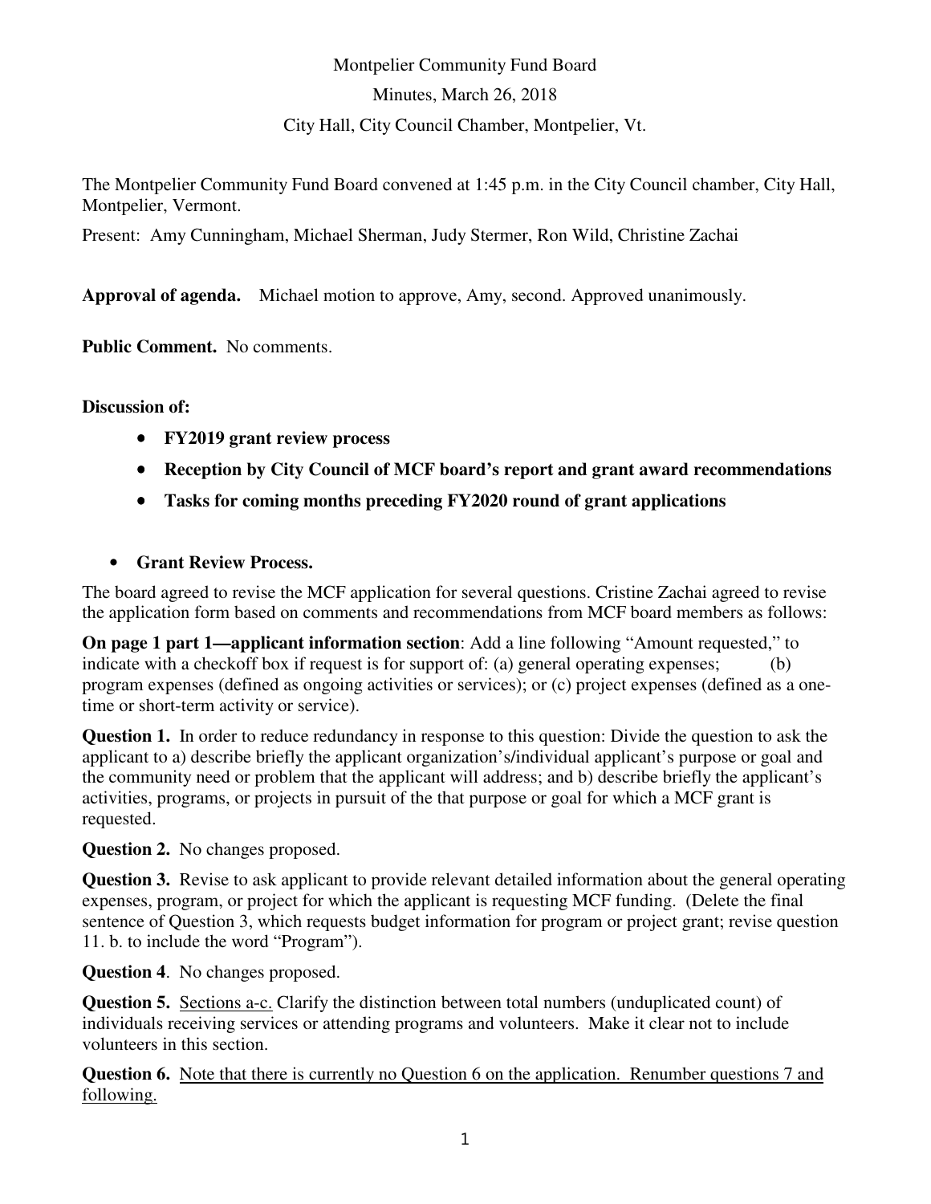Montpelier Community Fund Board

Minutes, March 26, 2018

City Hall, City Council Chamber, Montpelier, Vt.

The Montpelier Community Fund Board convened at 1:45 p.m. in the City Council chamber, City Hall, Montpelier, Vermont.

Present: Amy Cunningham, Michael Sherman, Judy Stermer, Ron Wild, Christine Zachai

**Approval of agenda.** Michael motion to approve, Amy, second. Approved unanimously.

**Public Comment.** No comments.

**Discussion of:**

- **FY2019 grant review process**
- **Reception by City Council of MCF board's report and grant award recommendations**
- **Tasks for coming months preceding FY2020 round of grant applications**

- **Grant Review Process.**

The board agreed to revise the MCF application for several questions. Cristine Zachai agreed to revise the application form based on comments and recommendations from MCF board members as follows:

**On page 1 part 1—applicant information section**: Add a line following "Amount requested," to indicate with a checkoff box if request is for support of: (a) general operating expenses; (b) program expenses (defined as ongoing activities or services); or (c) project expenses (defined as a one-time or short-term activity or service).

**Question 1.** In order to reduce redundancy in response to this question: Divide the question to ask the applicant to a) describe briefly the applicant organization's/individual applicant's purpose or goal and the community need or problem that the applicant will address; and b) describe briefly the applicant's activities, programs, or projects in pursuit of the that purpose or goal for which a MCF grant is requested.

**Question 2.** No changes proposed.

**Question 3.** Revise to ask applicant to provide relevant detailed information about the general operating expenses, program, or project for which the applicant is requesting MCF funding. (Delete the final sentence of Question 3, which requests budget information for program or project grant; revise question 11. b. to include the word "Program").

**Question 4**. No changes proposed.

**Question 5.** Sections a-c. Clarify the distinction between total numbers (unduplicated count) of individuals receiving services or attending programs and volunteers. Make it clear not to include volunteers in this section.

**Question 6.** Note that there is currently no Question 6 on the application. Renumber questions 7 and following.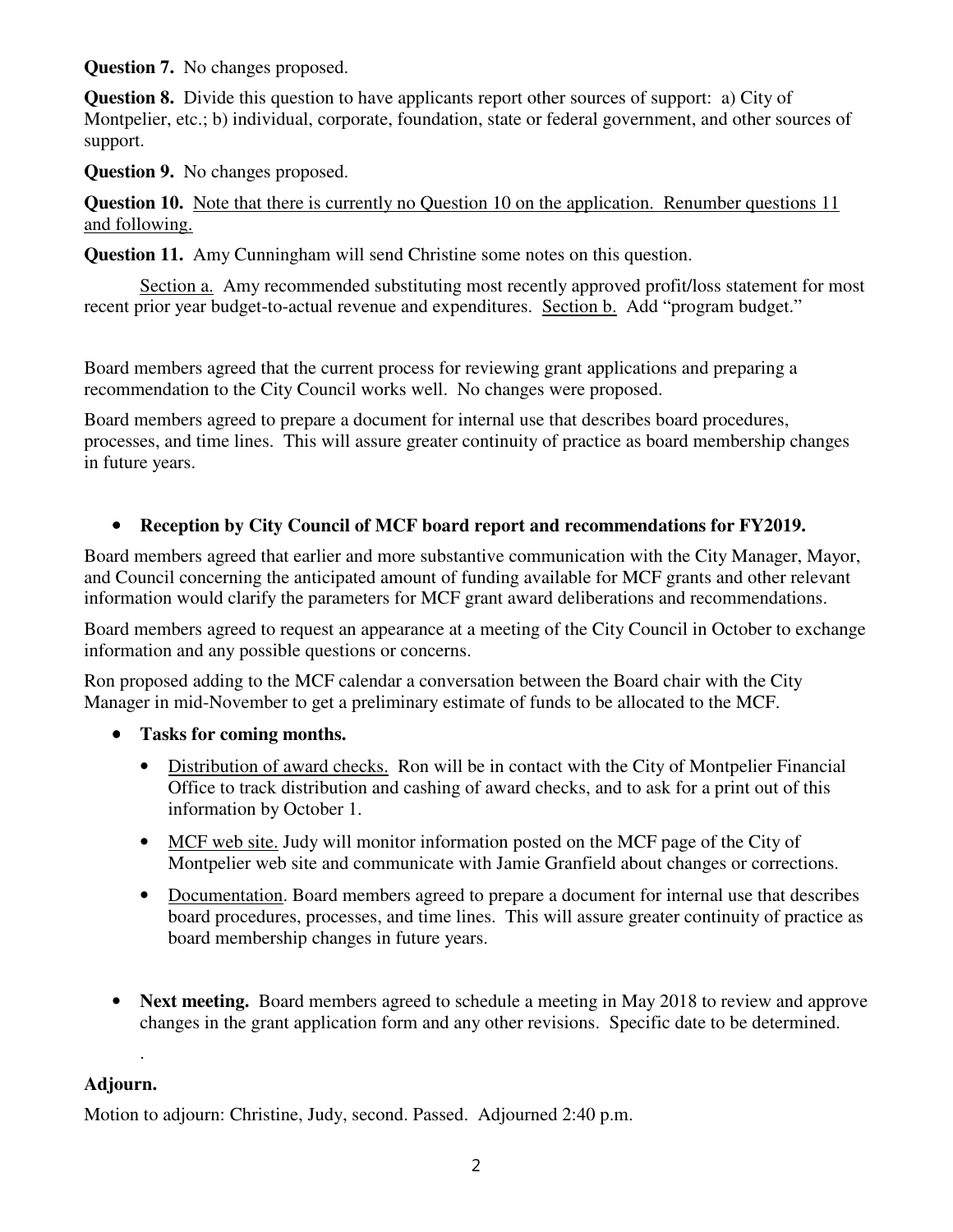**Question 7.** No changes proposed.

**Question 8.** Divide this question to have applicants report other sources of support: a) City of Montpelier, etc.; b) individual, corporate, foundation, state or federal government, and other sources of support.

**Question 9.** No changes proposed.

**Question 10.** <u>Note that there is currently no Question 10 on the application. Renumber questions 11 and following.</u>

**Question 11.** Amy Cunningham will send Christine some notes on this question.

<u>Section a.</u> Amy recommended substituting most recently approved profit/loss statement for most recent prior year budget-to-actual revenue and expenditures. <u>Section b.</u> Add "program budget."

Board members agreed that the current process for reviewing grant applications and preparing a recommendation to the City Council works well. No changes were proposed.

Board members agreed to prepare a document for internal use that describes board procedures, processes, and time lines. This will assure greater continuity of practice as board membership changes in future years.

- **Reception by City Council of MCF board report and recommendations for FY2019.**

Board members agreed that earlier and more substantive communication with the City Manager, Mayor, and Council concerning the anticipated amount of funding available for MCF grants and other relevant information would clarify the parameters for MCF grant award deliberations and recommendations.

Board members agreed to request an appearance at a meeting of the City Council in October to exchange information and any possible questions or concerns.

Ron proposed adding to the MCF calendar a conversation between the Board chair with the City Manager in mid-November to get a preliminary estimate of funds to be allocated to the MCF.

- **Tasks for coming months.**
  - <u>Distribution of award checks.</u> Ron will be in contact with the City of Montpelier Financial Office to track distribution and cashing of award checks, and to ask for a print out of this information by October 1.
  - <u>MCF web site.</u> Judy will monitor information posted on the MCF page of the City of Montpelier web site and communicate with Jamie Granfield about changes or corrections.
  - <u>Documentation</u>. Board members agreed to prepare a document for internal use that describes board procedures, processes, and time lines. This will assure greater continuity of practice as board membership changes in future years.

- **Next meeting.** Board members agreed to schedule a meeting in May 2018 to review and approve changes in the grant application form and any other revisions. Specific date to be determined.

.

**Adjourn.**

Motion to adjourn: Christine, Judy, second. Passed. Adjourned 2:40 p.m.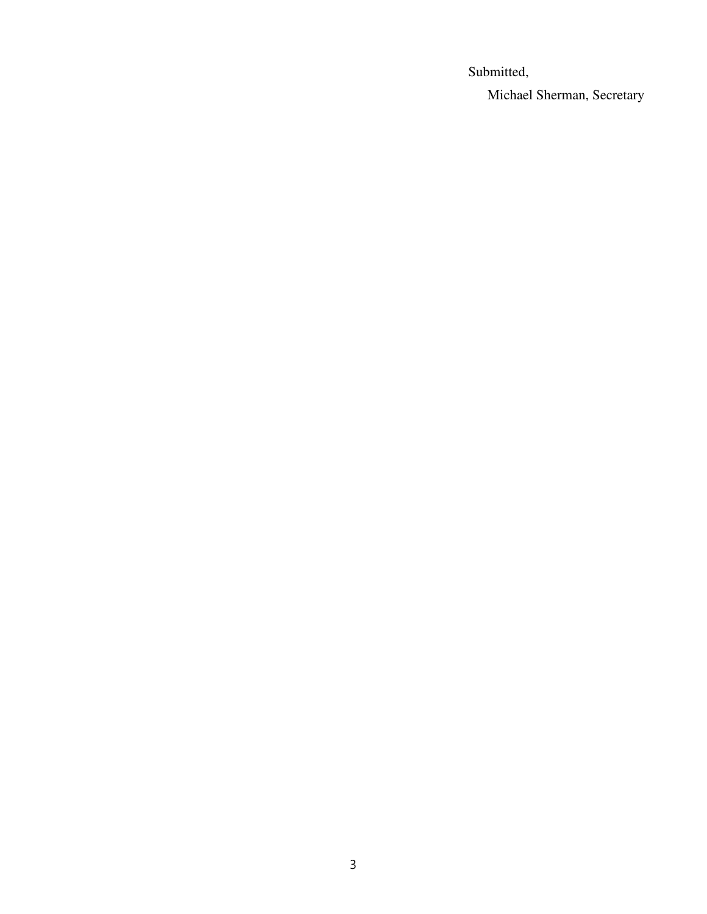Submitted,

Michael Sherman, Secretary